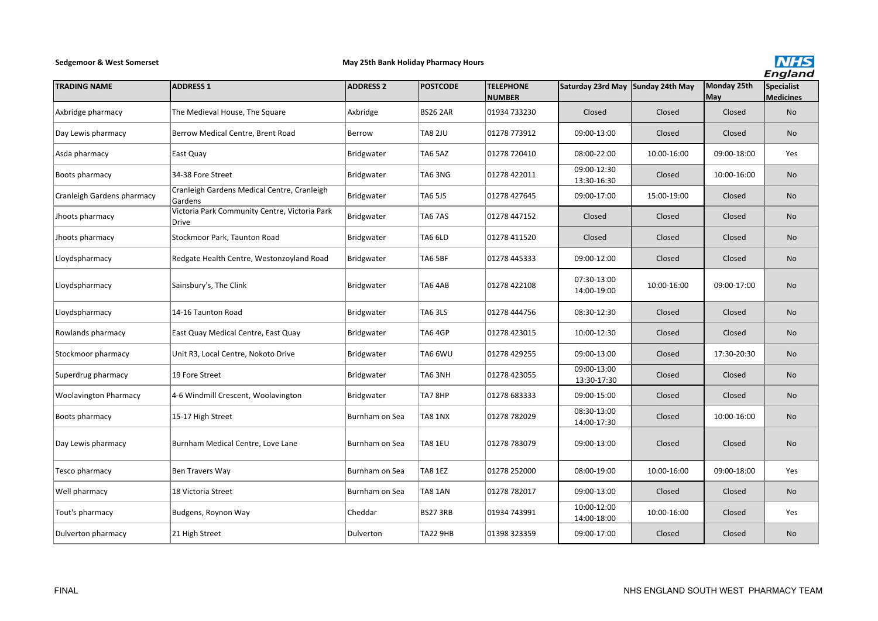**Sedgemoor & West Somerset**

**May 25th Bank Holiday Pharmacy Hours**

| TRADING NAME | ADDRESS 1 | ADDRESS 2 | POSTCODE | TELEPHONE NUMBER | Saturday 23rd May | Sunday 24th May | Monday 25th May | Specialist Medicines |
|---|---|---|---|---|---|---|---|---|
| Axbridge pharmacy | The Medieval House, The Square | Axbridge | BS26 2AR | 01934 733230 | Closed | Closed | Closed | No |
| Day Lewis pharmacy | Berrow Medical Centre, Brent Road | Berrow | TA8 2JU | 01278 773912 | 09:00-13:00 | Closed | Closed | No |
| Asda pharmacy | East Quay | Bridgwater | TA6 5AZ | 01278 720410 | 08:00-22:00 | 10:00-16:00 | 09:00-18:00 | Yes |
| Boots pharmacy | 34-38 Fore Street | Bridgwater | TA6 3NG | 01278 422011 | 09:00-12:30 13:30-16:30 | Closed | 10:00-16:00 | No |
| Cranleigh Gardens pharmacy | Cranleigh Gardens Medical Centre, Cranleigh Gardens | Bridgwater | TA6 5JS | 01278 427645 | 09:00-17:00 | 15:00-19:00 | Closed | No |
| Jhoots pharmacy | Victoria Park Community Centre, Victoria Park Drive | Bridgwater | TA6 7AS | 01278 447152 | Closed | Closed | Closed | No |
| Jhoots pharmacy | Stockmoor Park, Taunton Road | Bridgwater | TA6 6LD | 01278 411520 | Closed | Closed | Closed | No |
| Lloydspharmacy | Redgate Health Centre, Westonzoyland Road | Bridgwater | TA6 5BF | 01278 445333 | 09:00-12:00 | Closed | Closed | No |
| Lloydspharmacy | Sainsbury's, The Clink | Bridgwater | TA6 4AB | 01278 422108 | 07:30-13:00 14:00-19:00 | 10:00-16:00 | 09:00-17:00 | No |
| Lloydspharmacy | 14-16 Taunton Road | Bridgwater | TA6 3LS | 01278 444756 | 08:30-12:30 | Closed | Closed | No |
| Rowlands pharmacy | East Quay Medical Centre, East Quay | Bridgwater | TA6 4GP | 01278 423015 | 10:00-12:30 | Closed | Closed | No |
| Stockmoor pharmacy | Unit R3, Local Centre, Nokoto Drive | Bridgwater | TA6 6WU | 01278 429255 | 09:00-13:00 | Closed | 17:30-20:30 | No |
| Superdrug pharmacy | 19 Fore Street | Bridgwater | TA6 3NH | 01278 423055 | 09:00-13:00 13:30-17:30 | Closed | Closed | No |
| Woolavington Pharmacy | 4-6 Windmill Crescent, Woolavington | Bridgwater | TA7 8HP | 01278 683333 | 09:00-15:00 | Closed | Closed | No |
| Boots pharmacy | 15-17 High Street | Burnham on Sea | TA8 1NX | 01278 782029 | 08:30-13:00 14:00-17:30 | Closed | 10:00-16:00 | No |
| Day Lewis pharmacy | Burnham Medical Centre, Love Lane | Burnham on Sea | TA8 1EU | 01278 783079 | 09:00-13:00 | Closed | Closed | No |
| Tesco pharmacy | Ben Travers Way | Burnham on Sea | TA8 1EZ | 01278 252000 | 08:00-19:00 | 10:00-16:00 | 09:00-18:00 | Yes |
| Well pharmacy | 18 Victoria Street | Burnham on Sea | TA8 1AN | 01278 782017 | 09:00-13:00 | Closed | Closed | No |
| Tout's pharmacy | Budgens, Roynon Way | Cheddar | BS27 3RB | 01934 743991 | 10:00-12:00 14:00-18:00 | 10:00-16:00 | Closed | Yes |
| Dulverton pharmacy | 21 High Street | Dulverton | TA22 9HB | 01398 323359 | 09:00-17:00 | Closed | Closed | No |

FINAL

NHS ENGLAND SOUTH WEST PHARMACY TEAM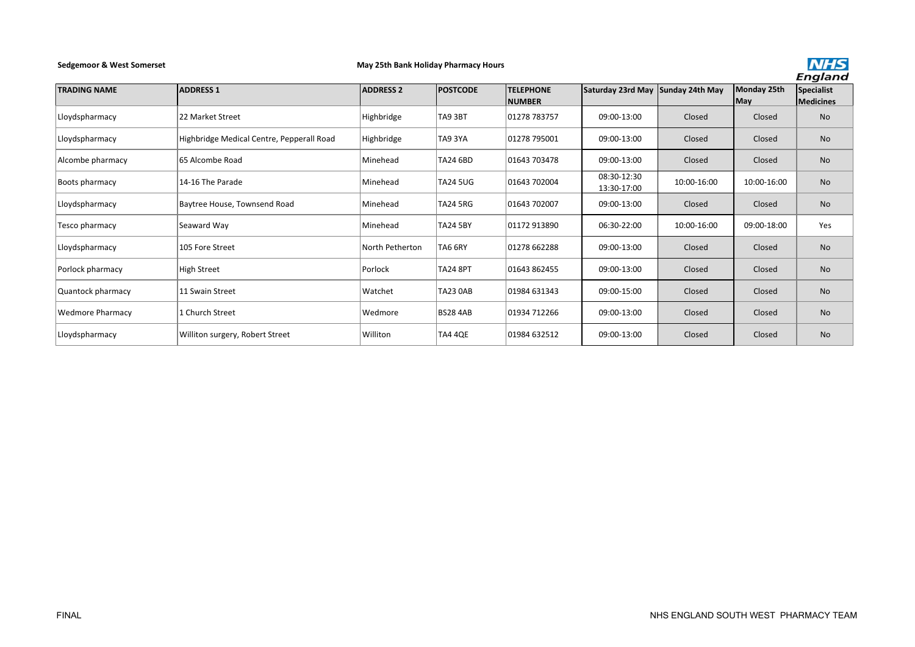**Sedgemoor & West Somerset**

**May 25th Bank Holiday Pharmacy Hours**

| TRADING NAME | ADDRESS 1 | ADDRESS 2 | POSTCODE | TELEPHONE NUMBER | Saturday 23rd May | Sunday 24th May | Monday 25th May | Specialist Medicines |
|---|---|---|---|---|---|---|---|---|
| Lloydspharmacy | 22 Market Street | Highbridge | TA9 3BT | 01278 783757 | 09:00-13:00 | Closed | Closed | No |
| Lloydspharmacy | Highbridge Medical Centre, Pepperall Road | Highbridge | TA9 3YA | 01278 795001 | 09:00-13:00 | Closed | Closed | No |
| Alcombe pharmacy | 65 Alcombe Road | Minehead | TA24 6BD | 01643 703478 | 09:00-13:00 | Closed | Closed | No |
| Boots pharmacy | 14-16 The Parade | Minehead | TA24 5UG | 01643 702004 | 08:30-12:30 13:30-17:00 | 10:00-16:00 | 10:00-16:00 | No |
| Lloydspharmacy | Baytree House, Townsend Road | Minehead | TA24 5RG | 01643 702007 | 09:00-13:00 | Closed | Closed | No |
| Tesco pharmacy | Seaward Way | Minehead | TA24 5BY | 01172 913890 | 06:30-22:00 | 10:00-16:00 | 09:00-18:00 | Yes |
| Lloydspharmacy | 105 Fore Street | North Petherton | TA6 6RY | 01278 662288 | 09:00-13:00 | Closed | Closed | No |
| Porlock pharmacy | High Street | Porlock | TA24 8PT | 01643 862455 | 09:00-13:00 | Closed | Closed | No |
| Quantock pharmacy | 11 Swain Street | Watchet | TA23 0AB | 01984 631343 | 09:00-15:00 | Closed | Closed | No |
| Wedmore Pharmacy | 1 Church Street | Wedmore | BS28 4AB | 01934 712266 | 09:00-13:00 | Closed | Closed | No |
| Lloydspharmacy | Williton surgery, Robert Street | Williton | TA4 4QE | 01984 632512 | 09:00-13:00 | Closed | Closed | No |

FINAL

NHS ENGLAND SOUTH WEST PHARMACY TEAM